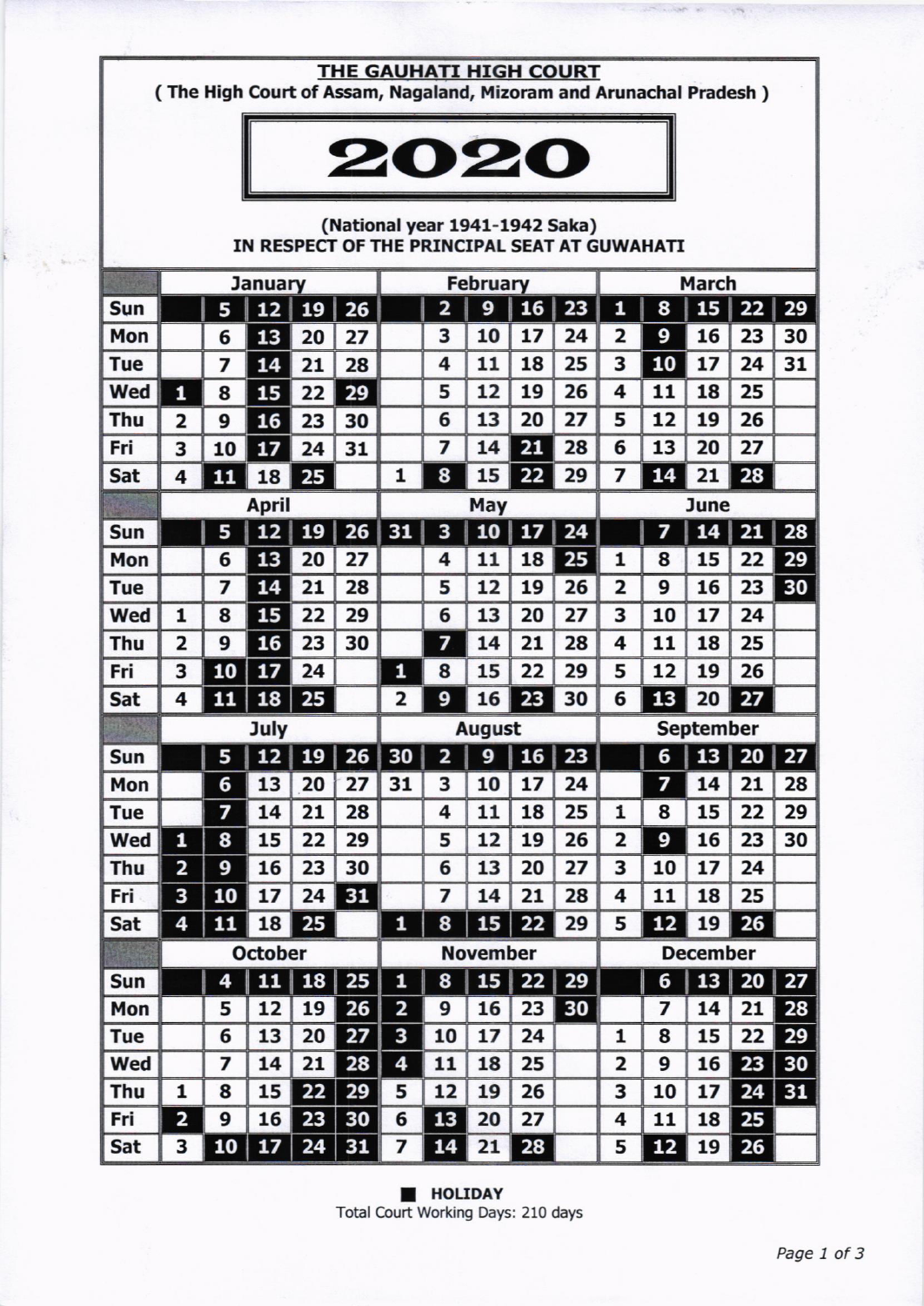# THE GAUHATI HIGH COURT

( The High Court of Assam, Nagaland, Mizoram and Arunachal Pradesh )

# 2020

(National year 1941-1942 Saka)

IN RESPECT OF THE PRINCIPAL SEAT AT GUWAHATI

Holidays are shown in **bold**.

| | January | | | | | February | | | | | March | | | | |
|---|---|---|---|---|---|---|---|---|---|---|---|---|---|---|---|
| Sun | | **5** | **12** | **19** | **26** | | **2** | **9** | **16** | **23** | **1** | **8** | **15** | **22** | **29** |
| Mon | | 6 | **13** | 20 | 27 | | 3 | 10 | 17 | 24 | 2 | **9** | 16 | 23 | 30 |
| Tue | | 7 | **14** | 21 | 28 | | 4 | 11 | 18 | 25 | 3 | **10** | 17 | 24 | 31 |
| Wed | **1** | 8 | **15** | 22 | **29** | | 5 | 12 | 19 | 26 | 4 | 11 | 18 | 25 | |
| Thu | 2 | 9 | **16** | 23 | 30 | | 6 | 13 | 20 | 27 | 5 | 12 | 19 | 26 | |
| Fri | 3 | 10 | **17** | 24 | 31 | | 7 | 14 | **21** | 28 | 6 | 13 | 20 | 27 | |
| Sat | 4 | **11** | 18 | **25** | | 1 | **8** | 15 | **22** | 29 | 7 | **14** | 21 | **28** | |
| | **April** | | | | | **May** | | | | | **June** | | | | |
| Sun | | **5** | **12** | **19** | **26** | **31** | **3** | **10** | **17** | **24** | | **7** | **14** | **21** | **28** |
| Mon | | 6 | **13** | 20 | 27 | | 4 | 11 | 18 | **25** | 1 | 8 | 15 | 22 | **29** |
| Tue | | 7 | **14** | 21 | 28 | | 5 | 12 | 19 | 26 | 2 | 9 | 16 | 23 | **30** |
| Wed | 1 | 8 | **15** | 22 | 29 | | 6 | 13 | 20 | 27 | 3 | 10 | 17 | 24 | |
| Thu | 2 | 9 | **16** | 23 | 30 | | **7** | 14 | 21 | 28 | 4 | 11 | 18 | 25 | |
| Fri | 3 | **10** | **17** | 24 | | **1** | 8 | 15 | 22 | 29 | 5 | 12 | 19 | 26 | |
| Sat | 4 | **11** | **18** | **25** | | 2 | **9** | 16 | **23** | 30 | 6 | **13** | 20 | **27** | |
| | **July** | | | | | **August** | | | | | **September** | | | | |
| Sun | | **5** | **12** | **19** | **26** | **30** | **2** | **9** | **16** | **23** | | **6** | **13** | **20** | **27** |
| Mon | | **6** | 13 | 20 | 27 | 31 | 3 | 10 | 17 | 24 | | **7** | 14 | 21 | 28 |
| Tue | | **7** | 14 | 21 | 28 | | 4 | 11 | 18 | 25 | 1 | 8 | 15 | 22 | 29 |
| Wed | **1** | **8** | 15 | 22 | 29 | | 5 | 12 | 19 | 26 | 2 | **9** | 16 | 23 | 30 |
| Thu | **2** | **9** | 16 | 23 | 30 | | 6 | 13 | 20 | 27 | 3 | 10 | 17 | 24 | |
| Fri | **3** | **10** | 17 | 24 | **31** | | 7 | 14 | 21 | 28 | 4 | 11 | 18 | 25 | |
| Sat | **4** | **11** | 18 | **25** | | **1** | **8** | **15** | **22** | 29 | 5 | **12** | 19 | **26** | |
| | **October** | | | | | **November** | | | | | **December** | | | | |
| Sun | | **4** | **11** | **18** | **25** | **1** | **8** | **15** | **22** | **29** | | **6** | **13** | **20** | **27** |
| Mon | | 5 | 12 | 19 | **26** | **2** | 9 | 16 | 23 | **30** | | 7 | 14 | 21 | **28** |
| Tue | | 6 | 13 | 20 | **27** | **3** | 10 | 17 | 24 | | 1 | 8 | 15 | 22 | **29** |
| Wed | | 7 | 14 | 21 | **28** | **4** | 11 | 18 | 25 | | 2 | 9 | 16 | **23** | **30** |
| Thu | 1 | 8 | 15 | **22** | **29** | 5 | 12 | 19 | 26 | | 3 | 10 | 17 | **24** | **31** |
| Fri | **2** | 9 | 16 | **23** | **30** | 6 | **13** | 20 | 27 | | 4 | 11 | 18 | **25** | |
| Sat | 3 | **10** | **17** | **24** | **31** | 7 | **14** | 21 | **28** | | 5 | **12** | 19 | **26** | |

■ HOLIDAY

Total Court Working Days: 210 days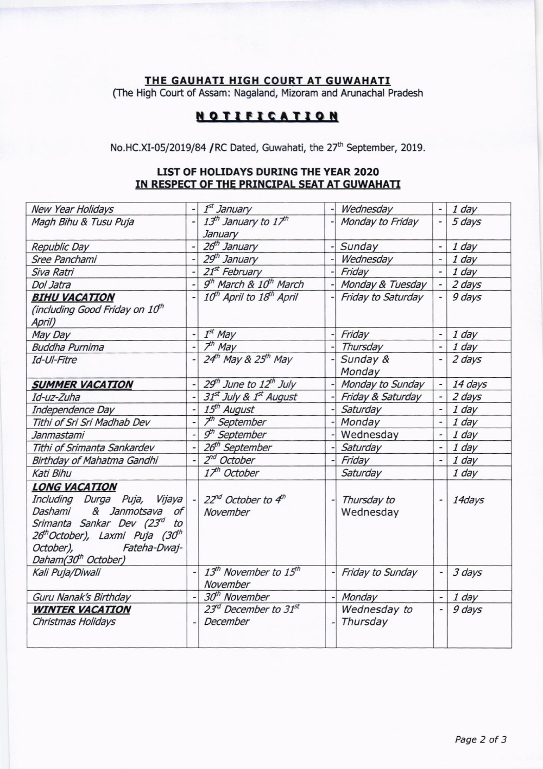**THE GAUHATI HIGH COURT AT GUWAHATI**

(The High Court of Assam: Nagaland, Mizoram and Arunachal Pradesh

## NOTIFICATION

No.HC.XI-05/2019/84 /RC Dated, Guwahati, the 27th September, 2019.

### LIST OF HOLIDAYS DURING THE YEAR 2020 IN RESPECT OF THE PRINCIPAL SEAT AT GUWAHATI

| | | | | | | |
|---|---|---|---|---|---|---|
| *New Year Holidays* | - | *1st January* | - | *Wednesday* | - | *1 day* |
| *Magh Bihu & Tusu Puja* | - | *13th January to 17th January* | - | *Monday to Friday* | - | *5 days* |
| *Republic Day* | - | *26th January* | - | *Sunday* | - | *1 day* |
| *Sree Panchami* | - | *29th January* | - | *Wednesday* | - | *1 day* |
| *Siva Ratri* | - | *21st February* | - | *Friday* | - | *1 day* |
| *Dol Jatra* | - | *9th March & 10th March* | - | *Monday & Tuesday* | - | *2 days* |
| ***BIHU VACATION*** *(including Good Friday on 10th April)* | - | *10th April to 18th April* | - | *Friday to Saturday* | - | *9 days* |
| *May Day* | - | *1st May* | - | *Friday* | - | *1 day* |
| *Buddha Purnima* | - | *7th May* | - | *Thursday* | - | *1 day* |
| *Id-Ul-Fitre* | - | *24th May & 25th May* | - | *Sunday & Monday* | - | *2 days* |
| ***SUMMER VACATION*** | - | *29th June to 12th July* | - | *Monday to Sunday* | - | *14 days* |
| *Id-uz-Zuha* | - | *31st July & 1st August* | - | *Friday & Saturday* | - | *2 days* |
| *Independence Day* | - | *15th August* | - | *Saturday* | - | *1 day* |
| *Tithi of Sri Sri Madhab Dev* | - | *7th September* | - | *Monday* | - | *1 day* |
| *Janmastami* | - | *9th September* | - | Wednesday | - | *1 day* |
| *Tithi of Srimanta Sankardev* | - | *26th September* | - | *Saturday* | - | *1 day* |
| *Birthday of Mahatma Gandhi* | - | *2nd October* | - | *Friday* | - | *1 day* |
| *Kati Bihu* | | *17th October* | | *Saturday* | | *1 day* |
| ***LONG VACATION*** *Including Durga Puja, Vijaya Dashami & Janmotsava of Srimanta Sankar Dev (23rd to 26th October), Laxmi Puja (30th October), Fateha-Dwaj-Daham(30th October)* | - | *22nd October to 4th November* | - | *Thursday to* Wednesday | - | *14days* |
| *Kali Puja/Diwali* | - | *13th November to 15th November* | - | *Friday to Sunday* | - | *3 days* |
| *Guru Nanak's Birthday* | - | *30th November* | - | *Monday* | - | *1 day* |
| ***WINTER VACATION*** *Christmas Holidays* | - | *23rd December to 31st December* | - | Wednesday to Thursday | - | *9 days* |